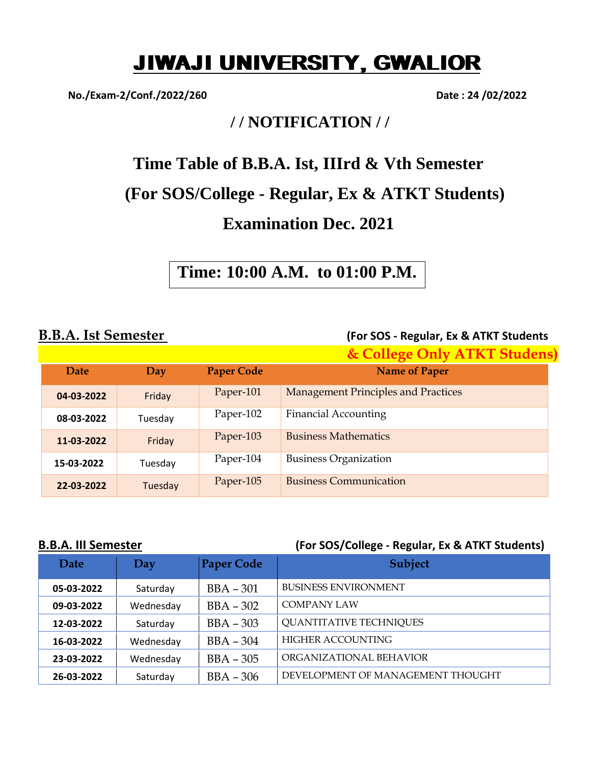# JIWAJI UNIVERSITY, GWALIOR

**No./Exam-2/Conf./2022/260** **Date : 24 /02/2022**

## / / NOTIFICATION / /

## Time Table of B.B.A. Ist, IIIrd & Vth Semester
## (For SOS/College - Regular, Ex & ATKT Students)
## Examination Dec. 2021

**Time: 10:00 A.M. to 01:00 P.M.**

### B.B.A. Ist Semester

**(For SOS - Regular, Ex & ATKT Students & College Only ATKT Studens)**

| Date | Day | Paper Code | Name of Paper |
|---|---|---|---|
| **04-03-2022** | Friday | Paper-101 | Management Principles and Practices |
| **08-03-2022** | Tuesday | Paper-102 | Financial Accounting |
| **11-03-2022** | Friday | Paper-103 | Business Mathematics |
| **15-03-2022** | Tuesday | Paper-104 | Business Organization |
| **22-03-2022** | Tuesday | Paper-105 | Business Communication |

### B.B.A. III Semester

**(For SOS/College - Regular, Ex & ATKT Students)**

| Date | Day | Paper Code | Subject |
|---|---|---|---|
| **05-03-2022** | Saturday | BBA – 301 | BUSINESS ENVIRONMENT |
| **09-03-2022** | Wednesday | BBA – 302 | COMPANY LAW |
| **12-03-2022** | Saturday | BBA – 303 | QUANTITATIVE TECHNIQUES |
| **16-03-2022** | Wednesday | BBA – 304 | HIGHER ACCOUNTING |
| **23-03-2022** | Wednesday | BBA – 305 | ORGANIZATIONAL BEHAVIOR |
| **26-03-2022** | Saturday | BBA – 306 | DEVELOPMENT OF MANAGEMENT THOUGHT |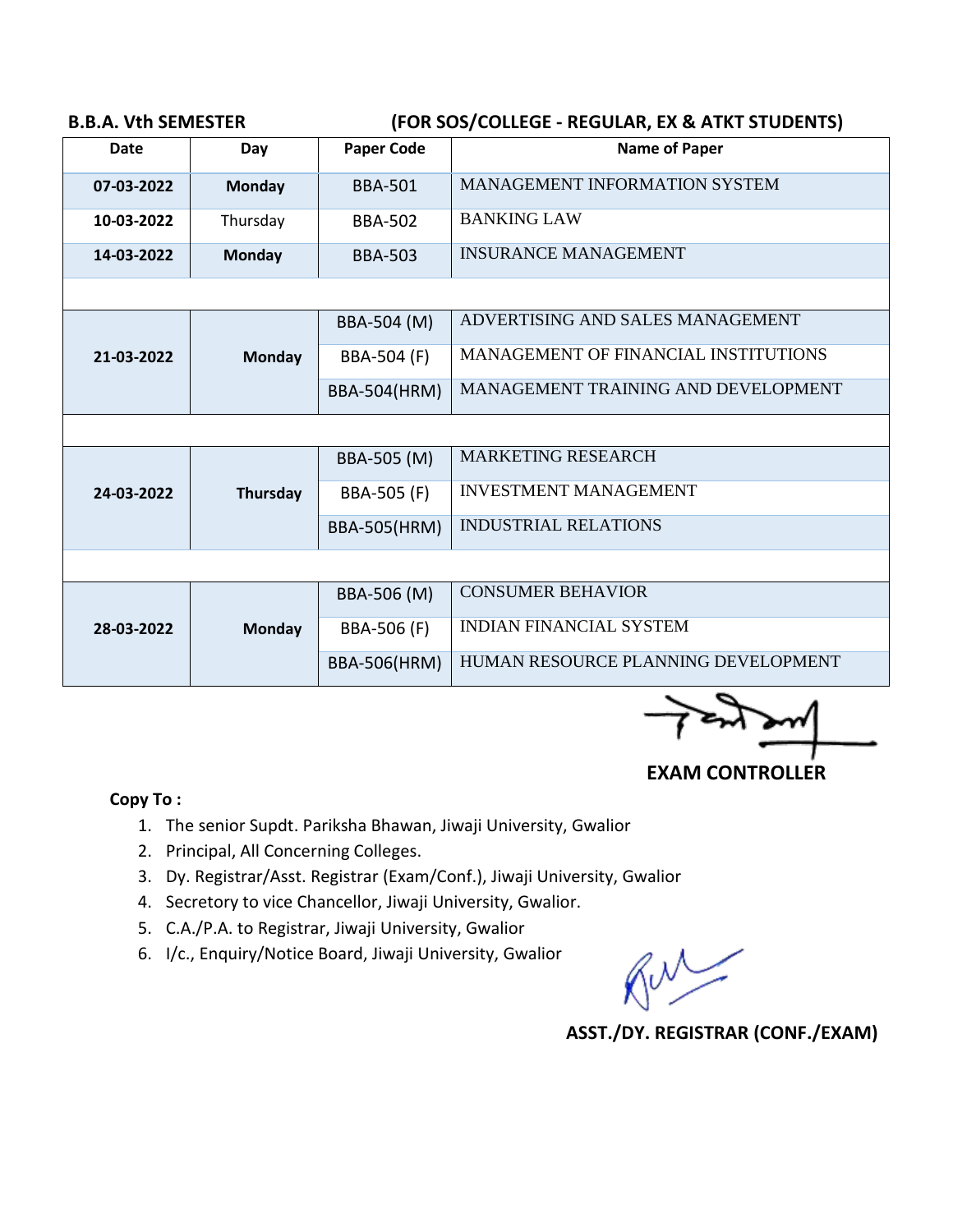**B.B.A. Vth SEMESTER** **(FOR SOS/COLLEGE - REGULAR, EX & ATKT STUDENTS)**

| Date | Day | Paper Code | Name of Paper |
|---|---|---|---|
| 07-03-2022 | Monday | BBA-501 | MANAGEMENT INFORMATION SYSTEM |
| 10-03-2022 | Thursday | BBA-502 | BANKING LAW |
| 14-03-2022 | Monday | BBA-503 | INSURANCE MANAGEMENT |
| | | | |
| 21-03-2022 | Monday | BBA-504 (M) | ADVERTISING AND SALES MANAGEMENT |
| | | BBA-504 (F) | MANAGEMENT OF FINANCIAL INSTITUTIONS |
| | | BBA-504(HRM) | MANAGEMENT TRAINING AND DEVELOPMENT |
| | | | |
| 24-03-2022 | Thursday | BBA-505 (M) | MARKETING RESEARCH |
| | | BBA-505 (F) | INVESTMENT MANAGEMENT |
| | | BBA-505(HRM) | INDUSTRIAL RELATIONS |
| | | | |
| 28-03-2022 | Monday | BBA-506 (M) | CONSUMER BEHAVIOR |
| | | BBA-506 (F) | INDIAN FINANCIAL SYSTEM |
| | | BBA-506(HRM) | HUMAN RESOURCE PLANNING DEVELOPMENT |

**EXAM CONTROLLER**

**Copy To :**

1. The senior Supdt. Pariksha Bhawan, Jiwaji University, Gwalior
2. Principal, All Concerning Colleges.
3. Dy. Registrar/Asst. Registrar (Exam/Conf.), Jiwaji University, Gwalior
4. Secretory to vice Chancellor, Jiwaji University, Gwalior.
5. C.A./P.A. to Registrar, Jiwaji University, Gwalior
6. I/c., Enquiry/Notice Board, Jiwaji University, Gwalior

**ASST./DY. REGISTRAR (CONF./EXAM)**